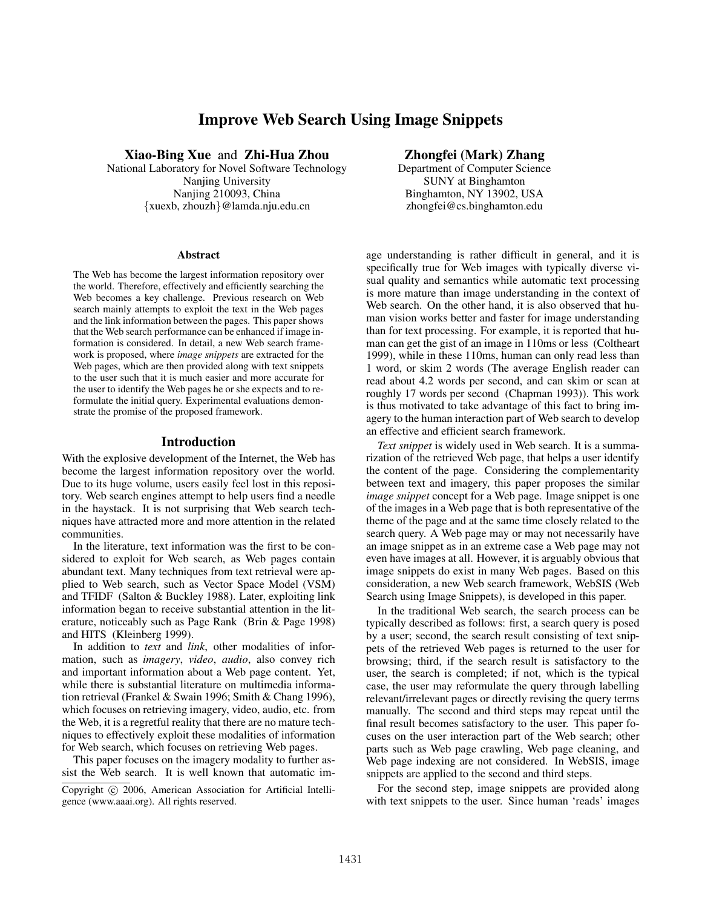# Improve Web Search Using Image Snippets

**Xiao-Bing Xue** and **Zhi-Hua Zhou**
National Laboratory for Novel Software Technology
Nanjing University
Nanjing 210093, China
{xuexb, zhouzh}@lamda.nju.edu.cn

**Zhongfei (Mark) Zhang**
Department of Computer Science
SUNY at Binghamton
Binghamton, NY 13902, USA
zhongfei@cs.binghamton.edu

### Abstract

The Web has become the largest information repository over the world. Therefore, effectively and efficiently searching the Web becomes a key challenge. Previous research on Web search mainly attempts to exploit the text in the Web pages and the link information between the pages. This paper shows that the Web search performance can be enhanced if image information is considered. In detail, a new Web search framework is proposed, where *image snippets* are extracted for the Web pages, which are then provided along with text snippets to the user such that it is much easier and more accurate for the user to identify the Web pages he or she expects and to reformulate the initial query. Experimental evaluations demonstrate the promise of the proposed framework.

## Introduction

With the explosive development of the Internet, the Web has become the largest information repository over the world. Due to its huge volume, users easily feel lost in this repository. Web search engines attempt to help users find a needle in the haystack. It is not surprising that Web search techniques have attracted more and more attention in the related communities.

In the literature, text information was the first to be considered to exploit for Web search, as Web pages contain abundant text. Many techniques from text retrieval were applied to Web search, such as Vector Space Model (VSM) and TFIDF (Salton & Buckley 1988). Later, exploiting link information began to receive substantial attention in the literature, noticeably such as Page Rank (Brin & Page 1998) and HITS (Kleinberg 1999).

In addition to *text* and *link*, other modalities of information, such as *imagery*, *video*, *audio*, also convey rich and important information about a Web page content. Yet, while there is substantial literature on multimedia information retrieval (Frankel & Swain 1996; Smith & Chang 1996), which focuses on retrieving imagery, video, audio, etc. from the Web, it is a regretful reality that there are no mature techniques to effectively exploit these modalities of information for Web search, which focuses on retrieving Web pages.

This paper focuses on the imagery modality to further assist the Web search. It is well known that automatic image understanding is rather difficult in general, and it is specifically true for Web images with typically diverse visual quality and semantics while automatic text processing is more mature than image understanding in the context of Web search. On the other hand, it is also observed that human vision works better and faster for image understanding than for text processing. For example, it is reported that human can get the gist of an image in 110ms or less (Coltheart 1999), while in these 110ms, human can only read less than 1 word, or skim 2 words (The average English reader can read about 4.2 words per second, and can skim or scan at roughly 17 words per second (Chapman 1993)). This work is thus motivated to take advantage of this fact to bring imagery to the human interaction part of Web search to develop an effective and efficient search framework.

*Text snippet* is widely used in Web search. It is a summarization of the retrieved Web page, that helps a user identify the content of the page. Considering the complementarity between text and imagery, this paper proposes the similar *image snippet* concept for a Web page. Image snippet is one of the images in a Web page that is both representative of the theme of the page and at the same time closely related to the search query. A Web page may or may not necessarily have an image snippet as in an extreme case a Web page may not even have images at all. However, it is arguably obvious that image snippets do exist in many Web pages. Based on this consideration, a new Web search framework, WebSIS (Web Search using Image Snippets), is developed in this paper.

In the traditional Web search, the search process can be typically described as follows: first, a search query is posed by a user; second, the search result consisting of text snippets of the retrieved Web pages is returned to the user for browsing; third, if the search result is satisfactory to the user, the search is completed; if not, which is the typical case, the user may reformulate the query through labelling relevant/irrelevant pages or directly revising the query terms manually. The second and third steps may repeat until the final result becomes satisfactory to the user. This paper focuses on the user interaction part of the Web search; other parts such as Web page crawling, Web page cleaning, and Web page indexing are not considered. In WebSIS, image snippets are applied to the second and third steps.

For the second step, image snippets are provided along with text snippets to the user. Since human 'reads' images

Copyright © 2006, American Association for Artificial Intelligence (www.aaai.org). All rights reserved.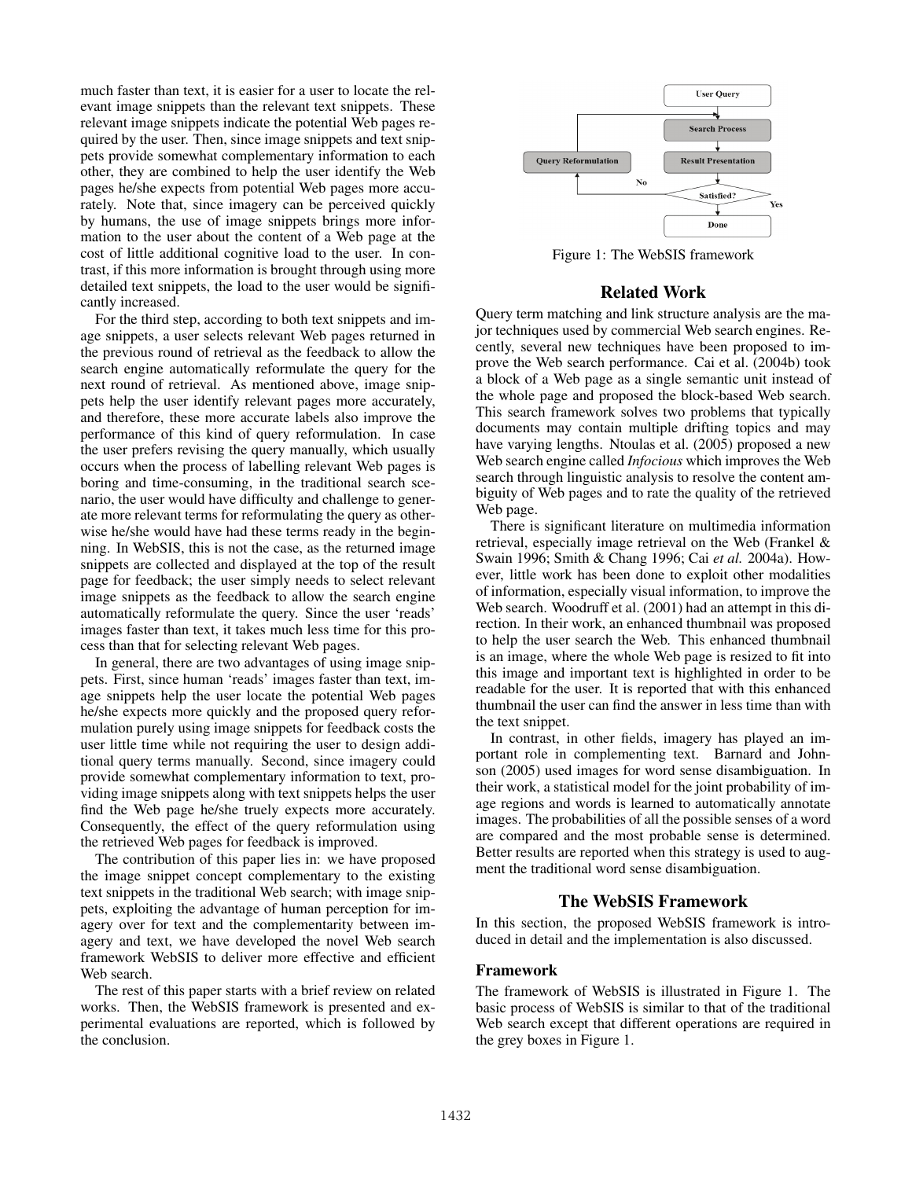much faster than text, it is easier for a user to locate the relevant image snippets than the relevant text snippets. These relevant image snippets indicate the potential Web pages required by the user. Then, since image snippets and text snippets provide somewhat complementary information to each other, they are combined to help the user identify the Web pages he/she expects from potential Web pages more accurately. Note that, since imagery can be perceived quickly by humans, the use of image snippets brings more information to the user about the content of a Web page at the cost of little additional cognitive load to the user. In contrast, if this more information is brought through using more detailed text snippets, the load to the user would be significantly increased.

For the third step, according to both text snippets and image snippets, a user selects relevant Web pages returned in the previous round of retrieval as the feedback to allow the search engine automatically reformulate the query for the next round of retrieval. As mentioned above, image snippets help the user identify relevant pages more accurately, and therefore, these more accurate labels also improve the performance of this kind of query reformulation. In case the user prefers revising the query manually, which usually occurs when the process of labelling relevant Web pages is boring and time-consuming, in the traditional search scenario, the user would have difficulty and challenge to generate more relevant terms for reformulating the query as otherwise he/she would have had these terms ready in the beginning. In WebSIS, this is not the case, as the returned image snippets are collected and displayed at the top of the result page for feedback; the user simply needs to select relevant image snippets as the feedback to allow the search engine automatically reformulate the query. Since the user 'reads' images faster than text, it takes much less time for this process than that for selecting relevant Web pages.

In general, there are two advantages of using image snippets. First, since human 'reads' images faster than text, image snippets help the user locate the potential Web pages he/she expects more quickly and the proposed query reformulation purely using image snippets for feedback costs the user little time while not requiring the user to design additional query terms manually. Second, since imagery could provide somewhat complementary information to text, providing image snippets along with text snippets helps the user find the Web page he/she truely expects more accurately. Consequently, the effect of the query reformulation using the retrieved Web pages for feedback is improved.

The contribution of this paper lies in: we have proposed the image snippet concept complementary to the existing text snippets in the traditional Web search; with image snippets, exploiting the advantage of human perception for imagery over for text and the complementarity between imagery and text, we have developed the novel Web search framework WebSIS to deliver more effective and efficient Web search.

The rest of this paper starts with a brief review on related works. Then, the WebSIS framework is presented and experimental evaluations are reported, which is followed by the conclusion.

User Query

Search Process

Query Reformulation

Result Presentation

No

Satisfied?

Yes

Done

Figure 1: The WebSIS framework

## Related Work

Query term matching and link structure analysis are the major techniques used by commercial Web search engines. Recently, several new techniques have been proposed to improve the Web search performance. Cai et al. (2004b) took a block of a Web page as a single semantic unit instead of the whole page and proposed the block-based Web search. This search framework solves two problems that typically documents may contain multiple drifting topics and may have varying lengths. Ntoulas et al. (2005) proposed a new Web search engine called *Infocious* which improves the Web search through linguistic analysis to resolve the content ambiguity of Web pages and to rate the quality of the retrieved Web page.

There is significant literature on multimedia information retrieval, especially image retrieval on the Web (Frankel & Swain 1996; Smith & Chang 1996; Cai *et al.* 2004a). However, little work has been done to exploit other modalities of information, especially visual information, to improve the Web search. Woodruff et al. (2001) had an attempt in this direction. In their work, an enhanced thumbnail was proposed to help the user search the Web. This enhanced thumbnail is an image, where the whole Web page is resized to fit into this image and important text is highlighted in order to be readable for the user. It is reported that with this enhanced thumbnail the user can find the answer in less time than with the text snippet.

In contrast, in other fields, imagery has played an important role in complementing text. Barnard and Johnson (2005) used images for word sense disambiguation. In their work, a statistical model for the joint probability of image regions and words is learned to automatically annotate images. The probabilities of all the possible senses of a word are compared and the most probable sense is determined. Better results are reported when this strategy is used to augment the traditional word sense disambiguation.

## The WebSIS Framework

In this section, the proposed WebSIS framework is introduced in detail and the implementation is also discussed.

### Framework

The framework of WebSIS is illustrated in Figure 1. The basic process of WebSIS is similar to that of the traditional Web search except that different operations are required in the grey boxes in Figure 1.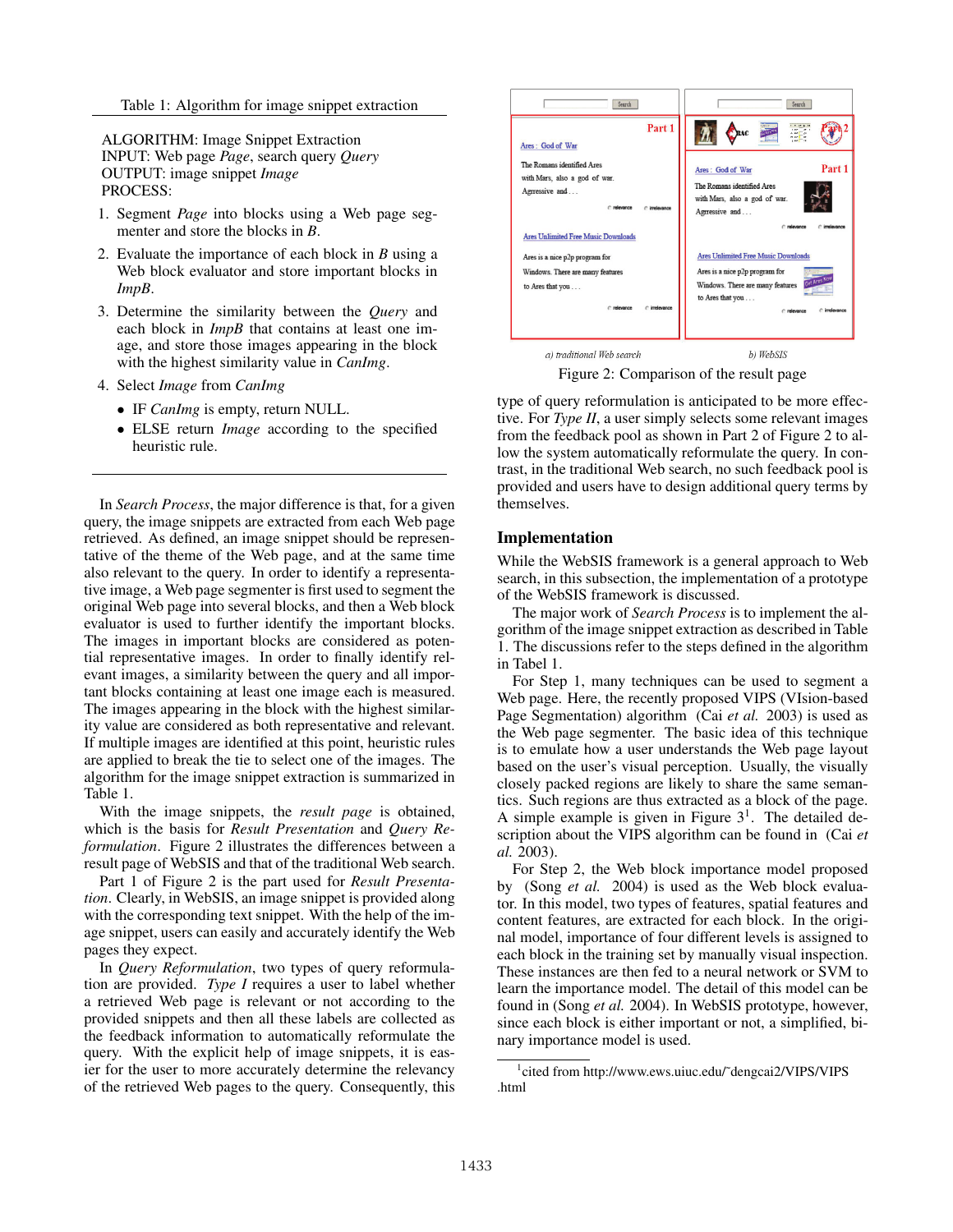Table 1: Algorithm for image snippet extraction

ALGORITHM: Image Snippet Extraction
INPUT: Web page *Page*, search query *Query*
OUTPUT: image snippet *Image*
PROCESS:

1. Segment *Page* into blocks using a Web page segmenter and store the blocks in *B*.
2. Evaluate the importance of each block in *B* using a Web block evaluator and store important blocks in *ImpB*.
3. Determine the similarity between the *Query* and each block in *ImpB* that contains at least one image, and store those images appearing in the block with the highest similarity value in *CanImg*.
4. Select *Image* from *CanImg*
   - IF *CanImg* is empty, return NULL.
   - ELSE return *Image* according to the specified heuristic rule.

In *Search Process*, the major difference is that, for a given query, the image snippets are extracted from each Web page retrieved. As defined, an image snippet should be representative of the theme of the Web page, and at the same time also relevant to the query. In order to identify a representative image, a Web page segmenter is first used to segment the original Web page into several blocks, and then a Web block evaluator is used to further identify the important blocks. The images in important blocks are considered as potential representative images. In order to finally identify relevant images, a similarity between the query and all important blocks containing at least one image each is measured. The images appearing in the block with the highest similarity value are considered as both representative and relevant. If multiple images are identified at this point, heuristic rules are applied to break the tie to select one of the images. The algorithm for the image snippet extraction is summarized in Table 1.

With the image snippets, the *result page* is obtained, which is the basis for *Result Presentation* and *Query Reformulation*. Figure 2 illustrates the differences between a result page of WebSIS and that of the traditional Web search.

Part 1 of Figure 2 is the part used for *Result Presentation*. Clearly, in WebSIS, an image snippet is provided along with the corresponding text snippet. With the help of the image snippet, users can easily and accurately identify the Web pages they expect.

In *Query Reformulation*, two types of query reformulation are provided. *Type I* requires a user to label whether a retrieved Web page is relevant or not according to the provided snippets and then all these labels are collected as the feedback information to automatically reformulate the query. With the explicit help of image snippets, it is easier for the user to more accurately determine the relevancy of the retrieved Web pages to the query. Consequently, this

a) traditional Web search b) WebSIS

Figure 2: Comparison of the result page

type of query reformulation is anticipated to be more effective. For *Type II*, a user simply selects some relevant images from the feedback pool as shown in Part 2 of Figure 2 to allow the system automatically reformulate the query. In contrast, in the traditional Web search, no such feedback pool is provided and users have to design additional query terms by themselves.

## Implementation

While the WebSIS framework is a general approach to Web search, in this subsection, the implementation of a prototype of the WebSIS framework is discussed.

The major work of *Search Process* is to implement the algorithm of the image snippet extraction as described in Table 1. The discussions refer to the steps defined in the algorithm in Tabel 1.

For Step 1, many techniques can be used to segment a Web page. Here, the recently proposed VIPS (VIsion-based Page Segmentation) algorithm (Cai *et al.* 2003) is used as the Web page segmenter. The basic idea of this technique is to emulate how a user understands the Web page layout based on the user's visual perception. Usually, the visually closely packed regions are likely to share the same semantics. Such regions are thus extracted as a block of the page. A simple example is given in Figure 3[1]. The detailed description about the VIPS algorithm can be found in (Cai *et al.* 2003).

For Step 2, the Web block importance model proposed by (Song *et al.* 2004) is used as the Web block evaluator. In this model, two types of features, spatial features and content features, are extracted for each block. In the original model, importance of four different levels is assigned to each block in the training set by manually visual inspection. These instances are then fed to a neural network or SVM to learn the importance model. The detail of this model can be found in (Song *et al.* 2004). In WebSIS prototype, however, since each block is either important or not, a simplified, binary importance model is used.

[1] cited from http://www.ews.uiuc.edu/˜dengcai2/VIPS/VIPS .html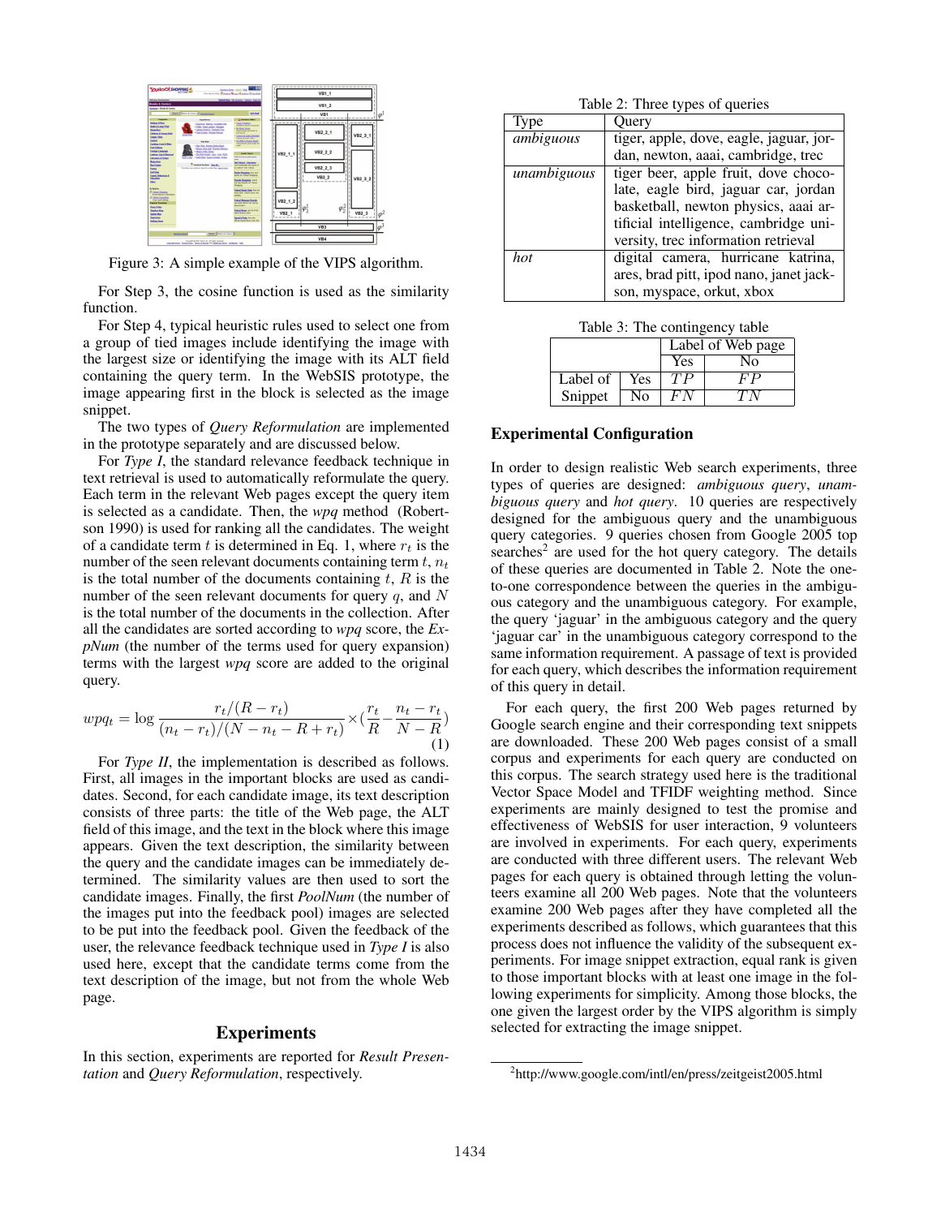Figure 3: A simple example of the VIPS algorithm.

For Step 3, the cosine function is used as the similarity function.

For Step 4, typical heuristic rules used to select one from a group of tied images include identifying the image with the largest size or identifying the image with its ALT field containing the query term. In the WebSIS prototype, the image appearing first in the block is selected as the image snippet.

The two types of *Query Reformulation* are implemented in the prototype separately and are discussed below.

For *Type I*, the standard relevance feedback technique in text retrieval is used to automatically reformulate the query. Each term in the relevant Web pages except the query item is selected as a candidate. Then, the *wpq* method (Robertson 1990) is used for ranking all the candidates. The weight of a candidate term $t$ is determined in Eq. 1, where $r_t$ is the number of the seen relevant documents containing term $t$, $n_t$ is the total number of the documents containing $t$, $R$ is the number of the seen relevant documents for query $q$, and $N$ is the total number of the documents in the collection. After all the candidates are sorted according to *wpq* score, the *ExpNum* (the number of the terms used for query expansion) terms with the largest *wpq* score are added to the original query.

$$wpq_t = \log \frac{r_t/(R-r_t)}{(n_t-r_t)/(N-n_t-R+r_t)} \times \left(\frac{r_t}{R} - \frac{n_t-r_t}{N-R}\right) \quad (1)$$

For *Type II*, the implementation is described as follows. First, all images in the important blocks are used as candidates. Second, for each candidate image, its text description consists of three parts: the title of the Web page, the ALT field of this image, and the text in the block where this image appears. Given the text description, the similarity between the query and the candidate images can be immediately determined. The similarity values are then used to sort the candidate images. Finally, the first *PoolNum* (the number of the images put into the feedback pool) images are selected to be put into the feedback pool. Given the feedback of the user, the relevance feedback technique used in *Type I* is also used here, except that the candidate terms come from the text description of the image, but not from the whole Web page.

## Experiments

In this section, experiments are reported for *Result Presentation* and *Query Reformulation*, respectively.

Table 2: Three types of queries

| Type | Query |
|---|---|
| *ambiguous* | tiger, apple, dove, eagle, jaguar, jordan, newton, aaai, cambridge, trec |
| *unambiguous* | tiger beer, apple fruit, dove chocolate, eagle bird, jaguar car, jordan basketball, newton physics, aaai artificial intelligence, cambridge university, trec information retrieval |
| *hot* | digital camera, hurricane katrina, ares, brad pitt, ipod nano, janet jackson, myspace, orkut, xbox |

Table 3: The contingency table

| | | Label of Web page | |
|---|---|---|---|
| | | Yes | No |
| Label of Snippet | Yes | $TP$ | $FP$ |
| | No | $FN$ | $TN$ |

### Experimental Configuration

In order to design realistic Web search experiments, three types of queries are designed: *ambiguous query*, *unambiguous query* and *hot query*. 10 queries are respectively designed for the ambiguous query and the unambiguous query categories. 9 queries chosen from Google 2005 top searches[2] are used for the hot query category. The details of these queries are documented in Table 2. Note the one-to-one correspondence between the queries in the ambiguous category and the unambiguous category. For example, the query 'jaguar' in the ambiguous category and the query 'jaguar car' in the unambiguous category correspond to the same information requirement. A passage of text is provided for each query, which describes the information requirement of this query in detail.

For each query, the first 200 Web pages returned by Google search engine and their corresponding text snippets are downloaded. These 200 Web pages consist of a small corpus and experiments for each query are conducted on this corpus. The search strategy used here is the traditional Vector Space Model and TFIDF weighting method. Since experiments are mainly designed to test the promise and effectiveness of WebSIS for user interaction, 9 volunteers are involved in experiments. For each query, experiments are conducted with three different users. The relevant Web pages for each query is obtained through letting the volunteers examine all 200 Web pages. Note that the volunteers examine 200 Web pages after they have completed all the experiments described as follows, which guarantees that this process does not influence the validity of the subsequent experiments. For image snippet extraction, equal rank is given to those important blocks with at least one image in the following experiments for simplicity. Among those blocks, the one given the largest order by the VIPS algorithm is simply selected for extracting the image snippet.

[2]http://www.google.com/intl/en/press/zeitgeist2005.html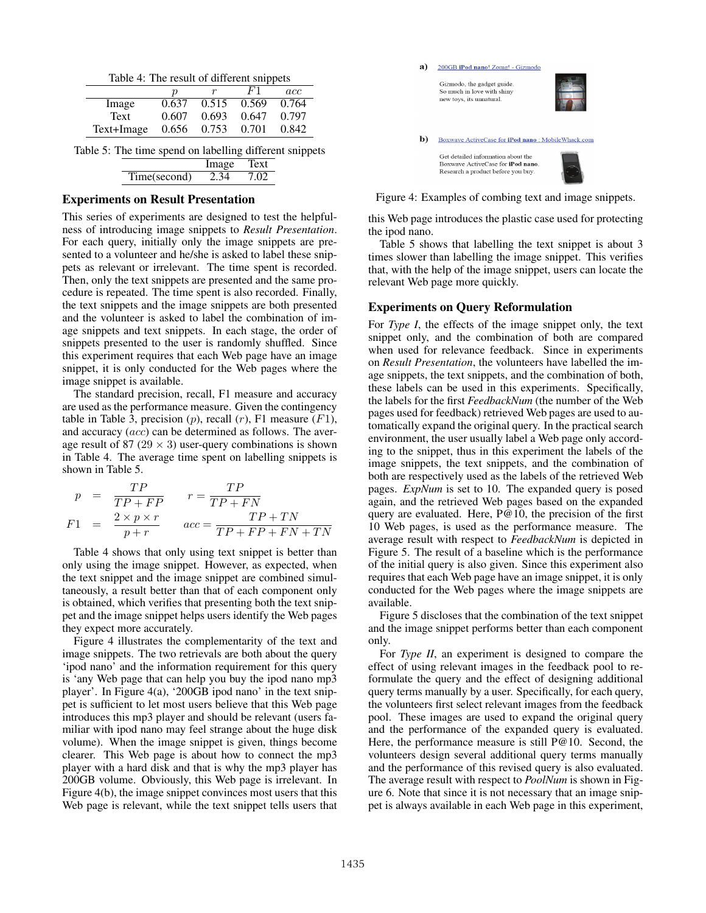Table 4: The result of different snippets

| | $p$ | $r$ | $F1$ | $acc$ |
|---|---|---|---|---|
| Image | 0.637 | 0.515 | 0.569 | 0.764 |
| Text | 0.607 | 0.693 | 0.647 | 0.797 |
| Text+Image | 0.656 | 0.753 | 0.701 | 0.842 |

Table 5: The time spend on labelling different snippets

| | Image | Text |
|---|---|---|
| Time(second) | 2.34 | 7.02 |

## Experiments on Result Presentation

This series of experiments are designed to test the helpfulness of introducing image snippets to *Result Presentation*. For each query, initially only the image snippets are presented to a volunteer and he/she is asked to label these snippets as relevant or irrelevant. The time spent is recorded. Then, only the text snippets are presented and the same procedure is repeated. The time spent is also recorded. Finally, the text snippets and the image snippets are both presented and the volunteer is asked to label the combination of image snippets and text snippets. In each stage, the order of snippets presented to the user is randomly shuffled. Since this experiment requires that each Web page have an image snippet, it is only conducted for the Web pages where the image snippet is available.

The standard precision, recall, F1 measure and accuracy are used as the performance measure. Given the contingency table in Table 3, precision ($p$), recall ($r$), F1 measure ($F1$), and accuracy ($acc$) can be determined as follows. The average result of 87 ($29 \times 3$) user-query combinations is shown in Table 4. The average time spent on labelling snippets is shown in Table 5.

$$p = \frac{TP}{TP + FP} \qquad r = \frac{TP}{TP + FN}$$

$$F1 = \frac{2 \times p \times r}{p + r} \qquad acc = \frac{TP + TN}{TP + FP + FN + TN}$$

Table 4 shows that only using text snippet is better than only using the image snippet. However, as expected, when the text snippet and the image snippet are combined simultaneously, a result better than that of each component only is obtained, which verifies that presenting both the text snippet and the image snippet helps users identify the Web pages they expect more accurately.

Figure 4 illustrates the complementarity of the text and image snippets. The two retrievals are both about the query 'ipod nano' and the information requirement for this query is 'any Web page that can help you buy the ipod nano mp3 player'. In Figure 4(a), '200GB ipod nano' in the text snippet is sufficient to let most users believe that this Web page introduces this mp3 player and should be relevant (users familiar with ipod nano may feel strange about the huge disk volume). When the image snippet is given, things become clearer. This Web page is about how to connect the mp3 player with a hard disk and that is why the mp3 player has 200GB volume. Obviously, this Web page is irrelevant. In Figure 4(b), the image snippet convinces most users that this Web page is relevant, while the text snippet tells users that this Web page introduces the plastic case used for protecting the ipod nano.

a) 200GB iPod nano! Zomg! - Gizmodo

Gizmodo, the gadget guide. So much in love with shiny new toys, its unnatural.

b) Boxwave ActiveCase for iPod nano : MobileWhack.com

Get detailed information about the Boxwave ActiveCase for iPod nano. Research a product before you buy.

Figure 4: Examples of combing text and image snippets.

Table 5 shows that labelling the text snippet is about 3 times slower than labelling the image snippet. This verifies that, with the help of the image snippet, users can locate the relevant Web page more quickly.

## Experiments on Query Reformulation

For *Type I*, the effects of the image snippet only, the text snippet only, and the combination of both are compared when used for relevance feedback. Since in experiments on *Result Presentation*, the volunteers have labelled the image snippets, the text snippets, and the combination of both, these labels can be used in this experiments. Specifically, the labels for the first *FeedbackNum* (the number of the Web pages used for feedback) retrieved Web pages are used to automatically expand the original query. In the practical search environment, the user usually label a Web page only according to the snippet, thus in this experiment the labels of the image snippets, the text snippets, and the combination of both are respectively used as the labels of the retrieved Web pages. *ExpNum* is set to 10. The expanded query is posed again, and the retrieved Web pages based on the expanded query are evaluated. Here, P@10, the precision of the first 10 Web pages, is used as the performance measure. The average result with respect to *FeedbackNum* is depicted in Figure 5. The result of a baseline which is the performance of the initial query is also given. Since this experiment also requires that each Web page have an image snippet, it is only conducted for the Web pages where the image snippets are available.

Figure 5 discloses that the combination of the text snippet and the image snippet performs better than each component only.

For *Type II*, an experiment is designed to compare the effect of using relevant images in the feedback pool to reformulate the query and the effect of designing additional query terms manually by a user. Specifically, for each query, the volunteers first select relevant images from the feedback pool. These images are used to expand the original query and the performance of the expanded query is evaluated. Here, the performance measure is still P@10. Second, the volunteers design several additional query terms manually and the performance of this revised query is also evaluated. The average result with respect to *PoolNum* is shown in Figure 6. Note that since it is not necessary that an image snippet is always available in each Web page in this experiment,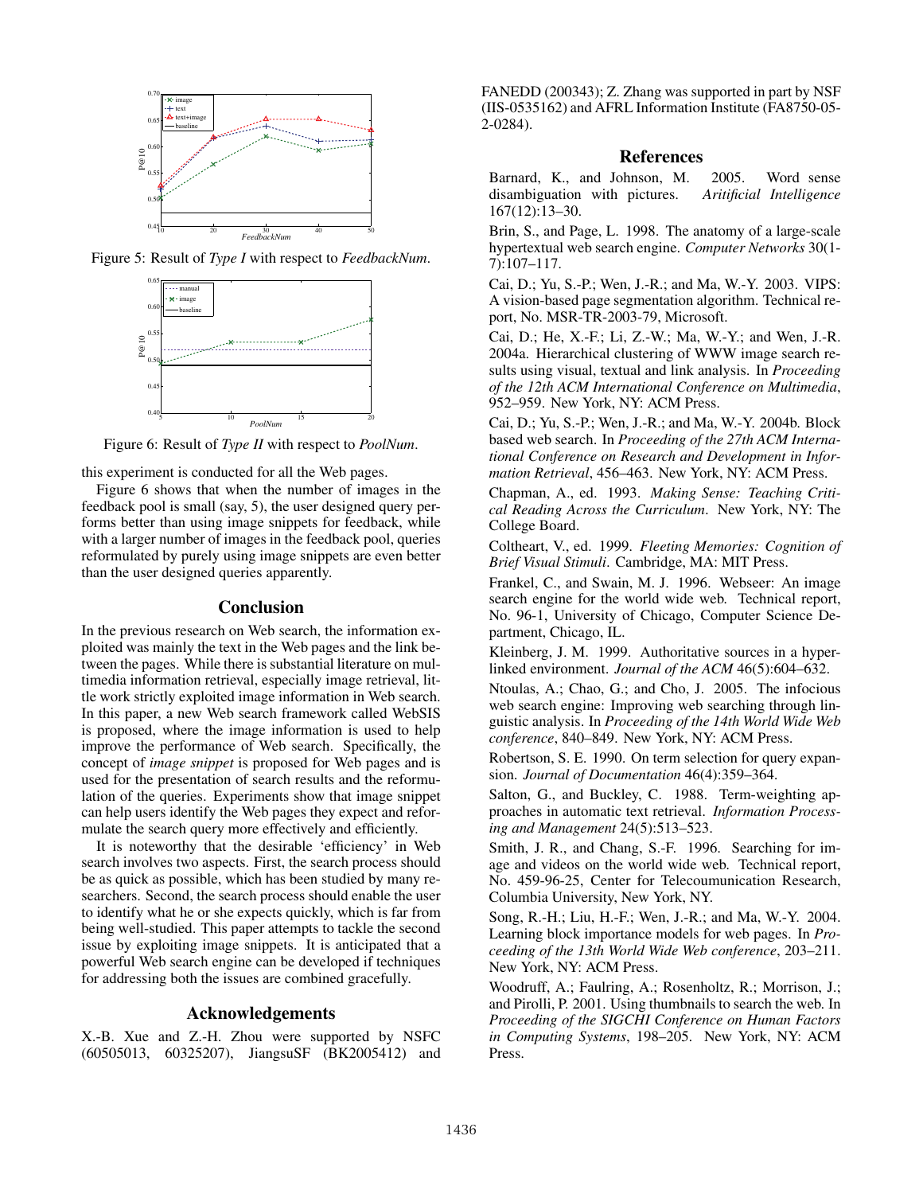0.70
image
text
text+image
baseline
0.65
0.60
P@10
0.55
0.50
0.45
10
20
30
40
50
FeedbackNum

Figure 5: Result of *Type I* with respect to *FeedbackNum*.

0.65
manual
image
baseline
0.60
0.55
P@10
0.50
0.45
0.40
5
10
15
20
PoolNum

Figure 6: Result of *Type II* with respect to *PoolNum*.

this experiment is conducted for all the Web pages.

Figure 6 shows that when the number of images in the feedback pool is small (say, 5), the user designed query performs better than using image snippets for feedback, while with a larger number of images in the feedback pool, queries reformulated by purely using image snippets are even better than the user designed queries apparently.

## Conclusion

In the previous research on Web search, the information exploited was mainly the text in the Web pages and the link between the pages. While there is substantial literature on multimedia information retrieval, especially image retrieval, little work strictly exploited image information in Web search. In this paper, a new Web search framework called WebSIS is proposed, where the image information is used to help improve the performance of Web search. Specifically, the concept of *image snippet* is proposed for Web pages and is used for the presentation of search results and the reformulation of the queries. Experiments show that image snippet can help users identify the Web pages they expect and reformulate the search query more effectively and efficiently.

It is noteworthy that the desirable 'efficiency' in Web search involves two aspects. First, the search process should be as quick as possible, which has been studied by many researchers. Second, the search process should enable the user to identify what he or she expects quickly, which is far from being well-studied. This paper attempts to tackle the second issue by exploiting image snippets. It is anticipated that a powerful Web search engine can be developed if techniques for addressing both the issues are combined gracefully.

## Acknowledgements

X.-B. Xue and Z.-H. Zhou were supported by NSFC (60505013, 60325207), JiangsuSF (BK2005412) and FANEDD (200343); Z. Zhang was supported in part by NSF (IIS-0535162) and AFRL Information Institute (FA8750-05-2-0284).

## References

Barnard, K., and Johnson, M. 2005. Word sense disambiguation with pictures. *Aritificial Intelligence* 167(12):13–30.

Brin, S., and Page, L. 1998. The anatomy of a large-scale hypertextual web search engine. *Computer Networks* 30(1-7):107–117.

Cai, D.; Yu, S.-P.; Wen, J.-R.; and Ma, W.-Y. 2003. VIPS: A vision-based page segmentation algorithm. Technical report, No. MSR-TR-2003-79, Microsoft.

Cai, D.; He, X.-F.; Li, Z.-W.; Ma, W.-Y.; and Wen, J.-R. 2004a. Hierarchical clustering of WWW image search results using visual, textual and link analysis. In *Proceeding of the 12th ACM International Conference on Multimedia*, 952–959. New York, NY: ACM Press.

Cai, D.; Yu, S.-P.; Wen, J.-R.; and Ma, W.-Y. 2004b. Block based web search. In *Proceeding of the 27th ACM International Conference on Research and Development in Information Retrieval*, 456–463. New York, NY: ACM Press.

Chapman, A., ed. 1993. *Making Sense: Teaching Critical Reading Across the Curriculum*. New York, NY: The College Board.

Coltheart, V., ed. 1999. *Fleeting Memories: Cognition of Brief Visual Stimuli*. Cambridge, MA: MIT Press.

Frankel, C., and Swain, M. J. 1996. Webseer: An image search engine for the world wide web. Technical report, No. 96-1, University of Chicago, Computer Science Department, Chicago, IL.

Kleinberg, J. M. 1999. Authoritative sources in a hyperlinked environment. *Journal of the ACM* 46(5):604–632.

Ntoulas, A.; Chao, G.; and Cho, J. 2005. The infocious web search engine: Improving web searching through linguistic analysis. In *Proceeding of the 14th World Wide Web conference*, 840–849. New York, NY: ACM Press.

Robertson, S. E. 1990. On term selection for query expansion. *Journal of Documentation* 46(4):359–364.

Salton, G., and Buckley, C. 1988. Term-weighting approaches in automatic text retrieval. *Information Processing and Management* 24(5):513–523.

Smith, J. R., and Chang, S.-F. 1996. Searching for image and videos on the world wide web. Technical report, No. 459-96-25, Center for Telecoumunication Research, Columbia University, New York, NY.

Song, R.-H.; Liu, H.-F.; Wen, J.-R.; and Ma, W.-Y. 2004. Learning block importance models for web pages. In *Proceeding of the 13th World Wide Web conference*, 203–211. New York, NY: ACM Press.

Woodruff, A.; Faulring, A.; Rosenholtz, R.; Morrison, J.; and Pirolli, P. 2001. Using thumbnails to search the web. In *Proceeding of the SIGCHI Conference on Human Factors in Computing Systems*, 198–205. New York, NY: ACM Press.